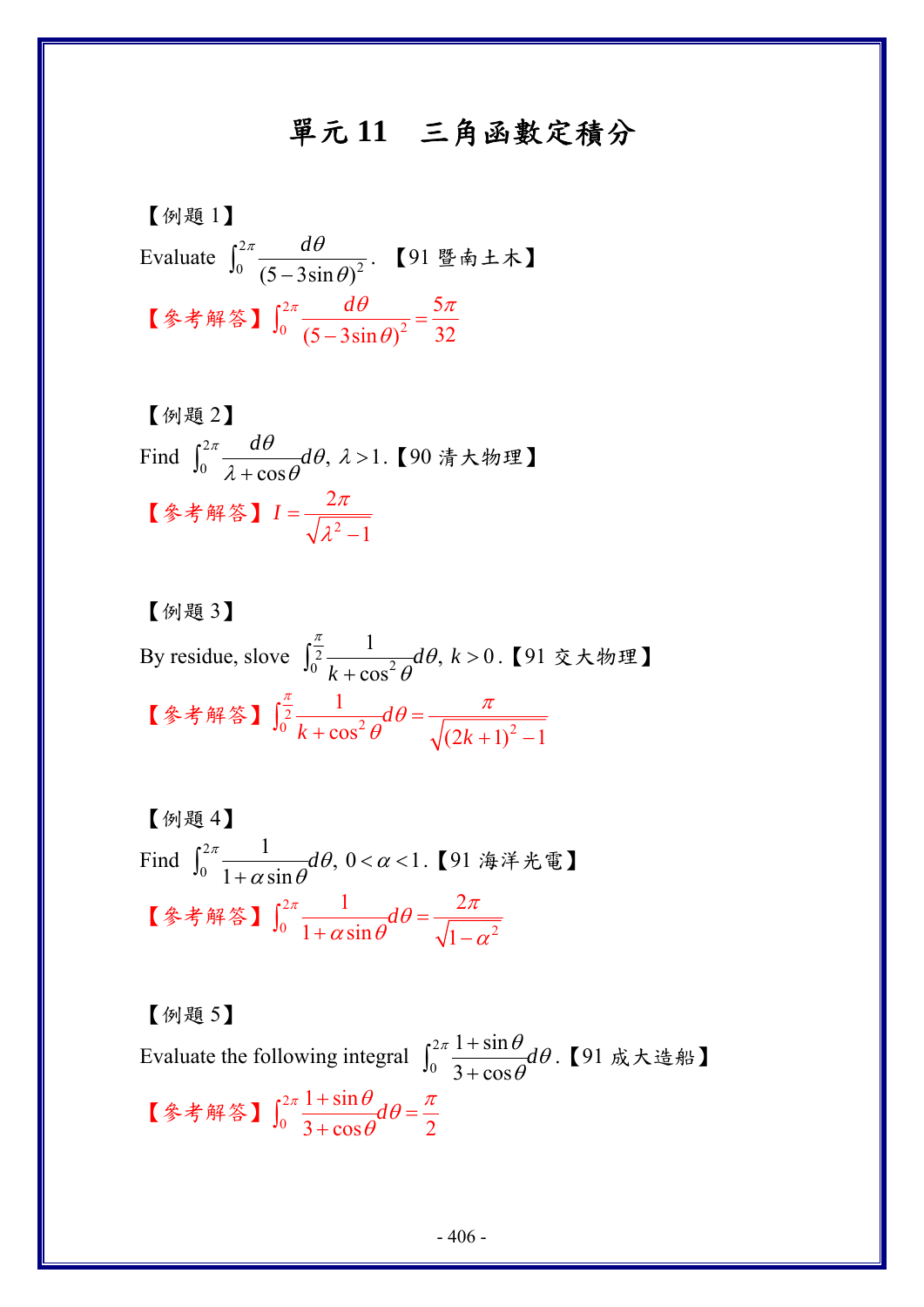# 單元 11　三角函數定積分

【例題 1】

Evaluate $\int_0^{2\pi} \frac{d\theta}{(5-3\sin\theta)^2}$. 【91 暨南土木】

【參考解答】$\int_0^{2\pi} \frac{d\theta}{(5-3\sin\theta)^2} = \frac{5\pi}{32}$

【例題 2】

Find $\int_0^{2\pi} \frac{d\theta}{\lambda+\cos\theta} d\theta,\ \lambda > 1$.【90 清大物理】

【參考解答】$I = \frac{2\pi}{\sqrt{\lambda^2-1}}$

【例題 3】

By residue, slove $\int_0^{\frac{\pi}{2}} \frac{1}{k+\cos^2\theta} d\theta,\ k > 0$.【91 交大物理】

【參考解答】$\int_0^{\frac{\pi}{2}} \frac{1}{k+\cos^2\theta} d\theta = \frac{\pi}{\sqrt{(2k+1)^2-1}}$

【例題 4】

Find $\int_0^{2\pi} \frac{1}{1+\alpha\sin\theta} d\theta,\ 0 < \alpha < 1$.【91 海洋光電】

【參考解答】$\int_0^{2\pi} \frac{1}{1+\alpha\sin\theta} d\theta = \frac{2\pi}{\sqrt{1-\alpha^2}}$

【例題 5】

Evaluate the following integral $\int_0^{2\pi} \frac{1+\sin\theta}{3+\cos\theta} d\theta$.【91 成大造船】

【參考解答】$\int_0^{2\pi} \frac{1+\sin\theta}{3+\cos\theta} d\theta = \frac{\pi}{2}$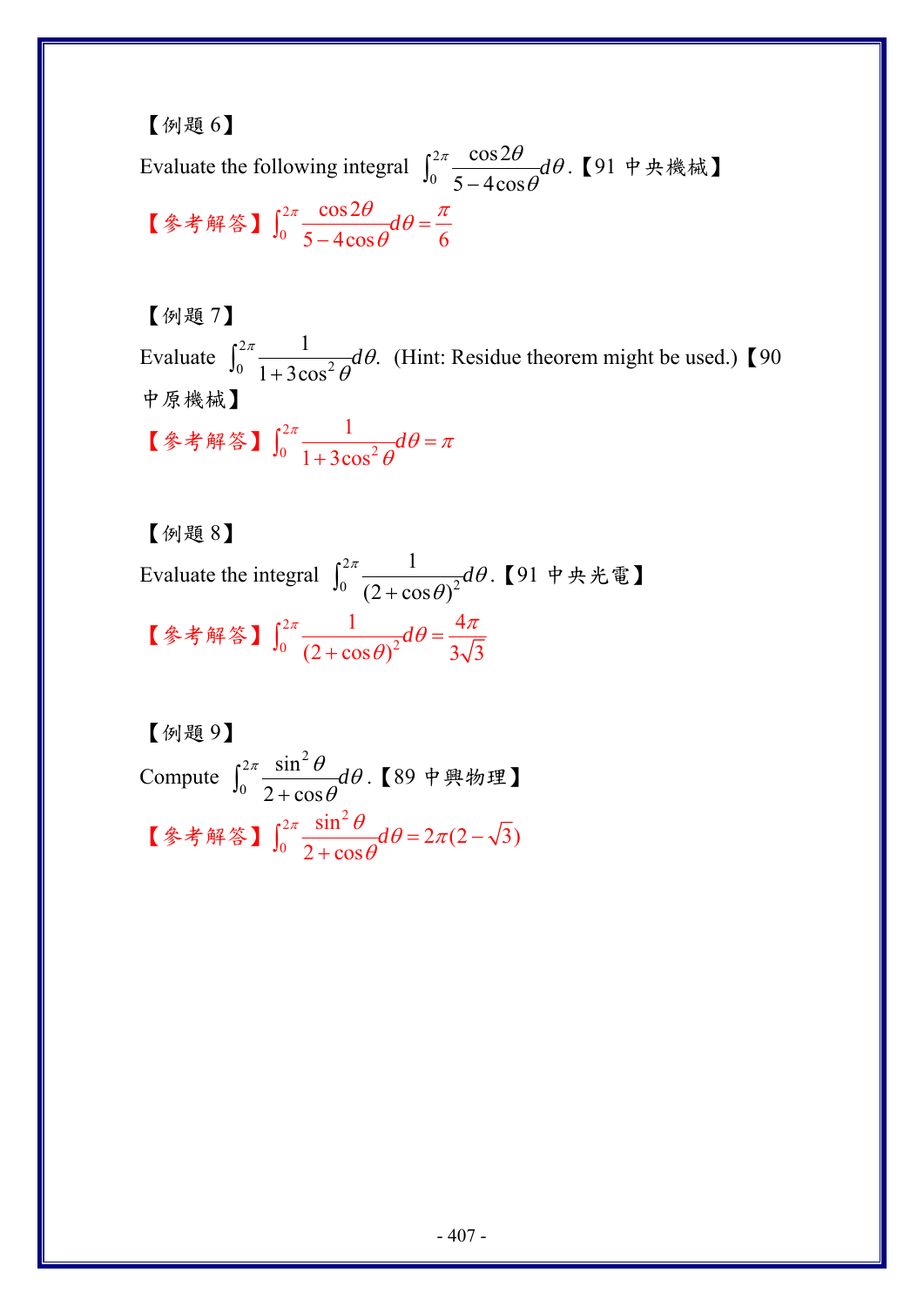【例題 6】

Evaluate the following integral $\int_0^{2\pi} \frac{\cos 2\theta}{5-4\cos\theta} d\theta$.【91 中央機械】

【參考解答】$\int_0^{2\pi} \frac{\cos 2\theta}{5-4\cos\theta} d\theta = \frac{\pi}{6}$

【例題 7】

Evaluate $\int_0^{2\pi} \frac{1}{1+3\cos^2\theta} d\theta$. (Hint: Residue theorem might be used.)【90 中原機械】

【參考解答】$\int_0^{2\pi} \frac{1}{1+3\cos^2\theta} d\theta = \pi$

【例題 8】

Evaluate the integral $\int_0^{2\pi} \frac{1}{(2+\cos\theta)^2} d\theta$.【91 中央光電】

【參考解答】$\int_0^{2\pi} \frac{1}{(2+\cos\theta)^2} d\theta = \frac{4\pi}{3\sqrt{3}}$

【例題 9】

Compute $\int_0^{2\pi} \frac{\sin^2\theta}{2+\cos\theta} d\theta$.【89 中興物理】

【參考解答】$\int_0^{2\pi} \frac{\sin^2\theta}{2+\cos\theta} d\theta = 2\pi(2-\sqrt{3})$